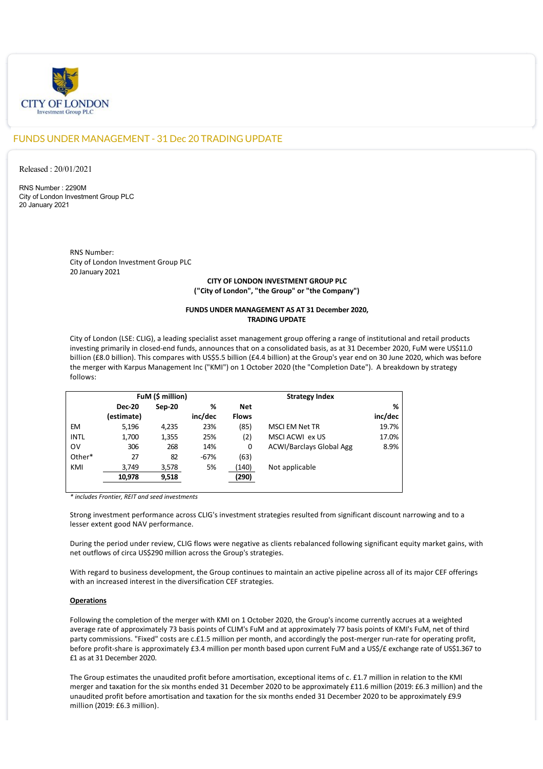CITY OF LONDON
Investment Group PLC

## FUNDS UNDER MANAGEMENT - 31 Dec 20 TRADING UPDATE

Released : 20/01/2021

RNS Number : 2290M
City of London Investment Group PLC
20 January 2021

RNS Number:
City of London Investment Group PLC
20 January 2021

**CITY OF LONDON INVESTMENT GROUP PLC**
**("City of London", "the Group" or "the Company")**

**FUNDS UNDER MANAGEMENT AS AT 31 December 2020,**
**TRADING UPDATE**

City of London (LSE: CLIG), a leading specialist asset management group offering a range of institutional and retail products investing primarily in closed-end funds, announces that on a consolidated basis, as at 31 December 2020, FuM were US$11.0 billion (£8.0 billion). This compares with US$5.5 billion (£4.4 billion) at the Group's year end on 30 June 2020, which was before the merger with Karpus Management Inc ("KMI") on 1 October 2020 (the "Completion Date"). A breakdown by strategy follows:

| | FuM ($ million) | | | | Strategy Index | |
|---|---|---|---|---|---|---|
| | Dec-20 (estimate) | Sep-20 | % inc/dec | Net Flows | | % inc/dec |
| EM | 5,196 | 4,235 | 23% | (85) | MSCI EM Net TR | 19.7% |
| INTL | 1,700 | 1,355 | 25% | (2) | MSCI ACWI ex US | 17.0% |
| OV | 306 | 268 | 14% | 0 | ACWI/Barclays Global Agg | 8.9% |
| Other* | 27 | 82 | -67% | (63) | | |
| KMI | 3,749 | 3,578 | 5% | (140) | Not applicable | |
| | **10,978** | **9,518** | | **(290)** | | |

*\* includes Frontier, REIT and seed investments*

Strong investment performance across CLIG's investment strategies resulted from significant discount narrowing and to a lesser extent good NAV performance.

During the period under review, CLIG flows were negative as clients rebalanced following significant equity market gains, with net outflows of circa US$290 million across the Group's strategies.

With regard to business development, the Group continues to maintain an active pipeline across all of its major CEF offerings with an increased interest in the diversification CEF strategies.

**Operations**

Following the completion of the merger with KMI on 1 October 2020, the Group's income currently accrues at a weighted average rate of approximately 73 basis points of CLIM's FuM and at approximately 77 basis points of KMI's FuM, net of third party commissions. "Fixed" costs are c.£1.5 million per month, and accordingly the post-merger run-rate for operating profit, before profit-share is approximately £3.4 million per month based upon current FuM and a US$/£ exchange rate of US$1.367 to £1 as at 31 December 2020.

The Group estimates the unaudited profit before amortisation, exceptional items of c. £1.7 million in relation to the KMI merger and taxation for the six months ended 31 December 2020 to be approximately £11.6 million (2019: £6.3 million) and the unaudited profit before amortisation and taxation for the six months ended 31 December 2020 to be approximately £9.9 million (2019: £6.3 million).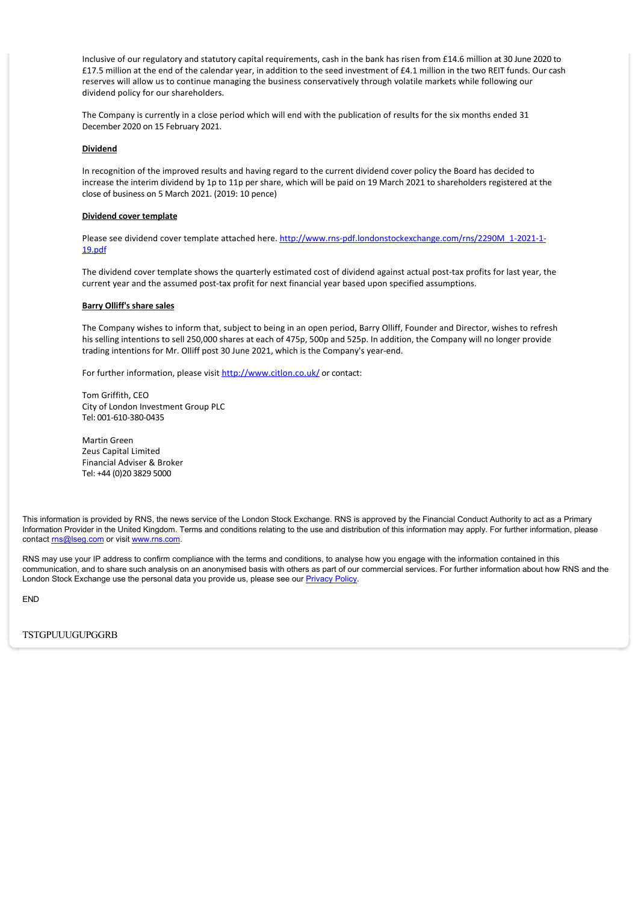Inclusive of our regulatory and statutory capital requirements, cash in the bank has risen from £14.6 million at 30 June 2020 to £17.5 million at the end of the calendar year, in addition to the seed investment of £4.1 million in the two REIT funds. Our cash reserves will allow us to continue managing the business conservatively through volatile markets while following our dividend policy for our shareholders.

The Company is currently in a close period which will end with the publication of results for the six months ended 31 December 2020 on 15 February 2021.

**Dividend**

In recognition of the improved results and having regard to the current dividend cover policy the Board has decided to increase the interim dividend by 1p to 11p per share, which will be paid on 19 March 2021 to shareholders registered at the close of business on 5 March 2021. (2019: 10 pence)

**Dividend cover template**

Please see dividend cover template attached here. [http://www.rns-pdf.londonstockexchange.com/rns/2290M_1-2021-1-19.pdf](http://www.rns-pdf.londonstockexchange.com/rns/2290M_1-2021-1-19.pdf)

The dividend cover template shows the quarterly estimated cost of dividend against actual post-tax profits for last year, the current year and the assumed post-tax profit for next financial year based upon specified assumptions.

**Barry Olliff's share sales**

The Company wishes to inform that, subject to being in an open period, Barry Olliff, Founder and Director, wishes to refresh his selling intentions to sell 250,000 shares at each of 475p, 500p and 525p. In addition, the Company will no longer provide trading intentions for Mr. Olliff post 30 June 2021, which is the Company's year-end.

For further information, please visit [http://www.citlon.co.uk/](http://www.citlon.co.uk/) or contact:

Tom Griffith, CEO
City of London Investment Group PLC
Tel: 001-610-380-0435

Martin Green
Zeus Capital Limited
Financial Adviser & Broker
Tel: +44 (0)20 3829 5000

This information is provided by RNS, the news service of the London Stock Exchange. RNS is approved by the Financial Conduct Authority to act as a Primary Information Provider in the United Kingdom. Terms and conditions relating to the use and distribution of this information may apply. For further information, please contact [rns@lseg.com](mailto:rns@lseg.com) or visit [www.rns.com](http://www.rns.com).

RNS may use your IP address to confirm compliance with the terms and conditions, to analyse how you engage with the information contained in this communication, and to share such analysis on an anonymised basis with others as part of our commercial services. For further information about how RNS and the London Stock Exchange use the personal data you provide us, please see our Privacy Policy.

END

TSTGPUUUGUPGGRB